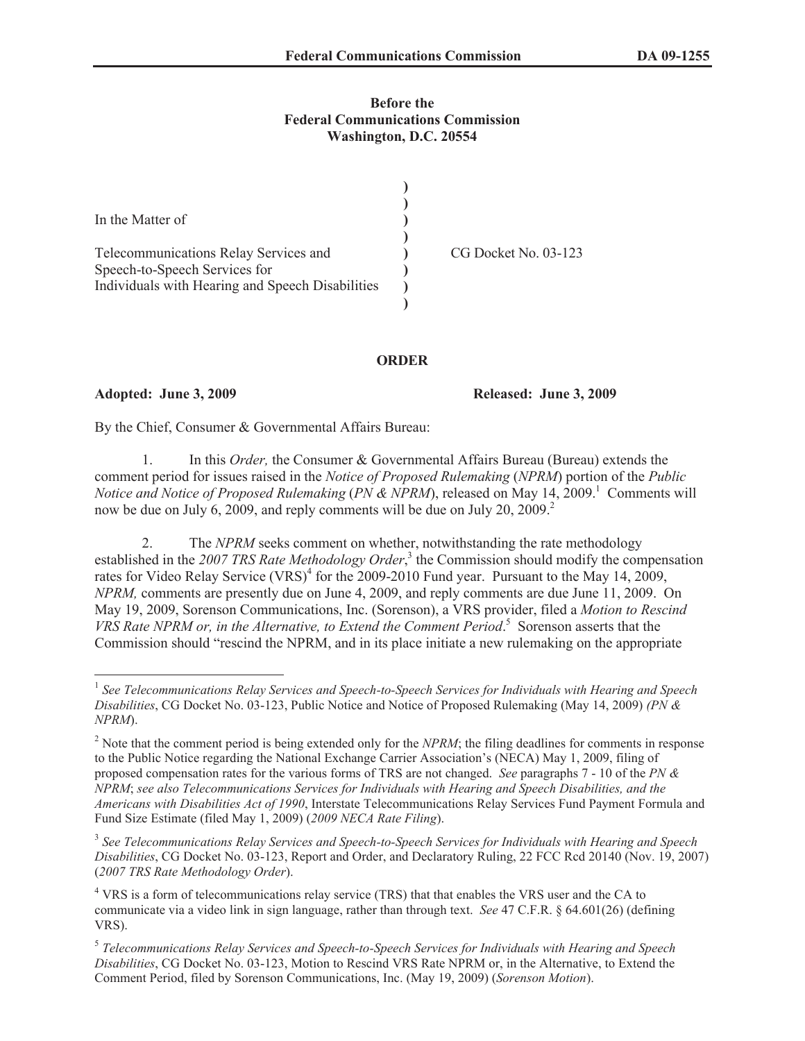**Before the**
**Federal Communications Commission**
**Washington, D.C. 20554**

| | | |
|---|---|---|
| In the Matter of<br><br>Telecommunications Relay Services and Speech-to-Speech Services for Individuals with Hearing and Speech Disabilities | ) | CG Docket No. 03-123 |

**ORDER**

**Adopted: June 3, 2009** **Released: June 3, 2009**

By the Chief, Consumer & Governmental Affairs Bureau:

1. In this *Order,* the Consumer & Governmental Affairs Bureau (Bureau) extends the comment period for issues raised in the *Notice of Proposed Rulemaking* (*NPRM*) portion of the *Public Notice and Notice of Proposed Rulemaking* (*PN & NPRM*), released on May 14, 2009.[1] Comments will now be due on July 6, 2009, and reply comments will be due on July 20, 2009.[2]

2. The *NPRM* seeks comment on whether, notwithstanding the rate methodology established in the *2007 TRS Rate Methodology Order*,[3] the Commission should modify the compensation rates for Video Relay Service (VRS)[4] for the 2009-2010 Fund year. Pursuant to the May 14, 2009, *NPRM,* comments are presently due on June 4, 2009, and reply comments are due June 11, 2009. On May 19, 2009, Sorenson Communications, Inc. (Sorenson), a VRS provider, filed a *Motion to Rescind VRS Rate NPRM or, in the Alternative, to Extend the Comment Period*.[5] Sorenson asserts that the Commission should "rescind the NPRM, and in its place initiate a new rulemaking on the appropriate

---

[1] *See Telecommunications Relay Services and Speech-to-Speech Services for Individuals with Hearing and Speech Disabilities*, CG Docket No. 03-123, Public Notice and Notice of Proposed Rulemaking (May 14, 2009) *(PN & NPRM*).

[2] Note that the comment period is being extended only for the *NPRM*; the filing deadlines for comments in response to the Public Notice regarding the National Exchange Carrier Association's (NECA) May 1, 2009, filing of proposed compensation rates for the various forms of TRS are not changed. *See* paragraphs 7 - 10 of the *PN & NPRM*; *see also Telecommunications Services for Individuals with Hearing and Speech Disabilities, and the Americans with Disabilities Act of 1990*, Interstate Telecommunications Relay Services Fund Payment Formula and Fund Size Estimate (filed May 1, 2009) (*2009 NECA Rate Filing*).

[3] *See Telecommunications Relay Services and Speech-to-Speech Services for Individuals with Hearing and Speech Disabilities*, CG Docket No. 03-123, Report and Order, and Declaratory Ruling, 22 FCC Rcd 20140 (Nov. 19, 2007) (*2007 TRS Rate Methodology Order*).

[4] VRS is a form of telecommunications relay service (TRS) that that enables the VRS user and the CA to communicate via a video link in sign language, rather than through text. *See* 47 C.F.R. § 64.601(26) (defining VRS).

[5] *Telecommunications Relay Services and Speech-to-Speech Services for Individuals with Hearing and Speech Disabilities*, CG Docket No. 03-123, Motion to Rescind VRS Rate NPRM or, in the Alternative, to Extend the Comment Period, filed by Sorenson Communications, Inc. (May 19, 2009) (*Sorenson Motion*).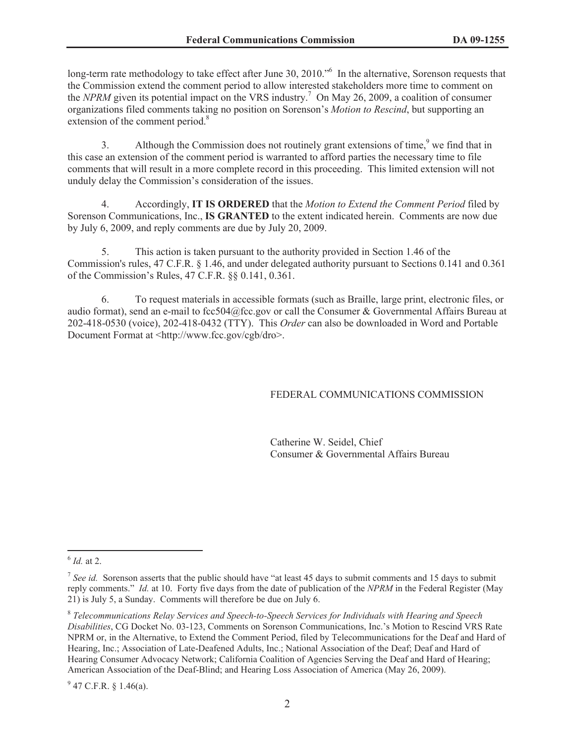long-term rate methodology to take effect after June 30, 2010."[6] In the alternative, Sorenson requests that the Commission extend the comment period to allow interested stakeholders more time to comment on the *NPRM* given its potential impact on the VRS industry.[7] On May 26, 2009, a coalition of consumer organizations filed comments taking no position on Sorenson's *Motion to Rescind*, but supporting an extension of the comment period.[8]

3. Although the Commission does not routinely grant extensions of time,[9] we find that in this case an extension of the comment period is warranted to afford parties the necessary time to file comments that will result in a more complete record in this proceeding. This limited extension will not unduly delay the Commission's consideration of the issues.

4. Accordingly, **IT IS ORDERED** that the *Motion to Extend the Comment Period* filed by Sorenson Communications, Inc., **IS GRANTED** to the extent indicated herein. Comments are now due by July 6, 2009, and reply comments are due by July 20, 2009.

5. This action is taken pursuant to the authority provided in Section 1.46 of the Commission's rules, 47 C.F.R. § 1.46, and under delegated authority pursuant to Sections 0.141 and 0.361 of the Commission's Rules, 47 C.F.R. §§ 0.141, 0.361.

6. To request materials in accessible formats (such as Braille, large print, electronic files, or audio format), send an e-mail to fcc504@fcc.gov or call the Consumer & Governmental Affairs Bureau at 202-418-0530 (voice), 202-418-0432 (TTY). This *Order* can also be downloaded in Word and Portable Document Format at <http://www.fcc.gov/cgb/dro>.

FEDERAL COMMUNICATIONS COMMISSION

Catherine W. Seidel, Chief
Consumer & Governmental Affairs Bureau

---

[6] *Id.* at 2.

[7] *See id.* Sorenson asserts that the public should have "at least 45 days to submit comments and 15 days to submit reply comments." *Id.* at 10. Forty five days from the date of publication of the *NPRM* in the Federal Register (May 21) is July 5, a Sunday. Comments will therefore be due on July 6.

[8] *Telecommunications Relay Services and Speech-to-Speech Services for Individuals with Hearing and Speech Disabilities*, CG Docket No. 03-123, Comments on Sorenson Communications, Inc.'s Motion to Rescind VRS Rate NPRM or, in the Alternative, to Extend the Comment Period, filed by Telecommunications for the Deaf and Hard of Hearing, Inc.; Association of Late-Deafened Adults, Inc.; National Association of the Deaf; Deaf and Hard of Hearing Consumer Advocacy Network; California Coalition of Agencies Serving the Deaf and Hard of Hearing; American Association of the Deaf-Blind; and Hearing Loss Association of America (May 26, 2009).

[9] 47 C.F.R. § 1.46(a).